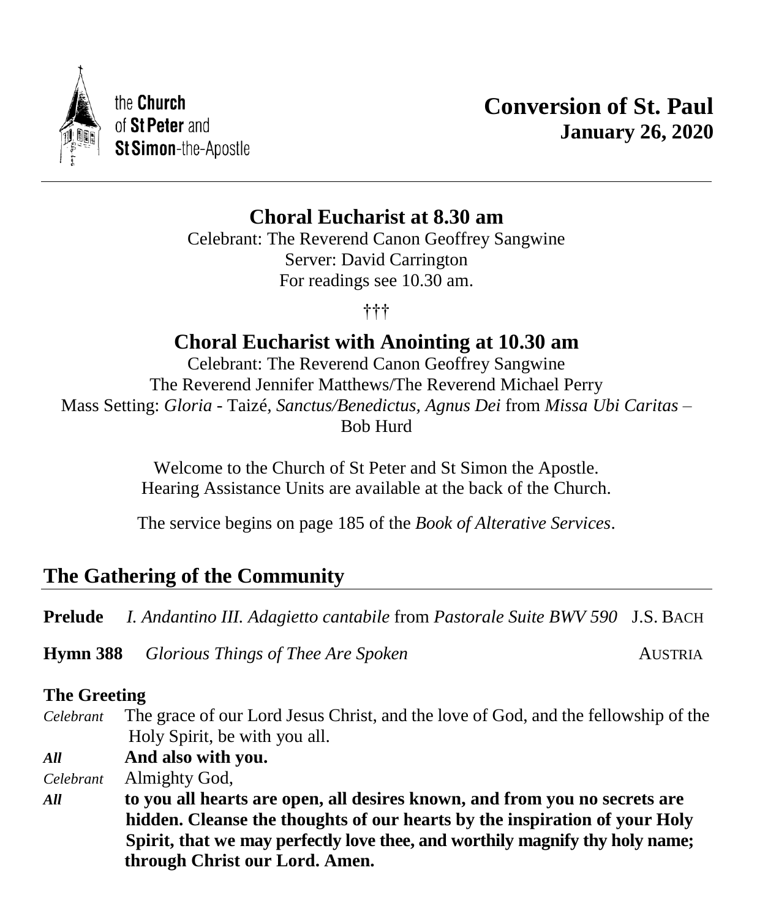the **Church** of **St Peter** and **St Simon**-the-Apostle

# Conversion of St. Paul
**January 26, 2020**

---

## Choral Eucharist at 8.30 am

Celebrant: The Reverend Canon Geoffrey Sangwine
Server: David Carrington
For readings see 10.30 am.

†††

## Choral Eucharist with Anointing at 10.30 am

Celebrant: The Reverend Canon Geoffrey Sangwine
The Reverend Jennifer Matthews/The Reverend Michael Perry
Mass Setting: *Gloria* - Taizé, *Sanctus/Benedictus, Agnus Dei* from *Missa Ubi Caritas* – Bob Hurd

Welcome to the Church of St Peter and St Simon the Apostle.
Hearing Assistance Units are available at the back of the Church.

The service begins on page 185 of the *Book of Alterative Services*.

## The Gathering of the Community

**Prelude** *I. Andantino III. Adagietto cantabile* from *Pastorale Suite BWV 590* J.S. BACH

**Hymn 388** *Glorious Things of Thee Are Spoken* AUSTRIA

**The Greeting**

*Celebrant* The grace of our Lord Jesus Christ, and the love of God, and the fellowship of the Holy Spirit, be with you all.

***All*** **And also with you.**

*Celebrant* Almighty God,

***All*** **to you all hearts are open, all desires known, and from you no secrets are hidden. Cleanse the thoughts of our hearts by the inspiration of your Holy Spirit, that we may perfectly love thee, and worthily magnify thy holy name; through Christ our Lord. Amen.**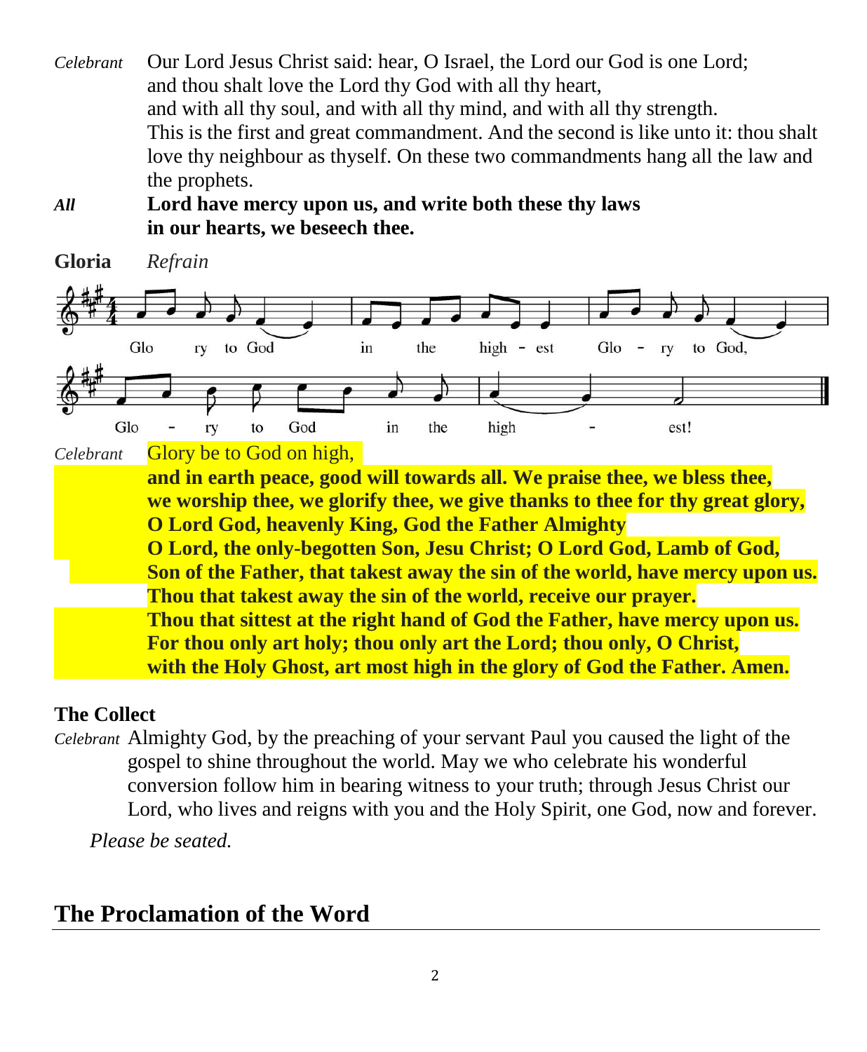*Celebrant* Our Lord Jesus Christ said: hear, O Israel, the Lord our God is one Lord; and thou shalt love the Lord thy God with all thy heart, and with all thy soul, and with all thy mind, and with all thy strength. This is the first and great commandment. And the second is like unto it: thou shalt love thy neighbour as thyself. On these two commandments hang all the law and the prophets.

***All*** **Lord have mercy upon us, and write both these thy laws in our hearts, we beseech thee.**

**Gloria** *Refrain*

Glory to God in the highest Glory to God, Glory to God in the highest!

*Celebrant* Glory be to God on high,

**and in earth peace, good will towards all. We praise thee, we bless thee, we worship thee, we glorify thee, we give thanks to thee for thy great glory, O Lord God, heavenly King, God the Father Almighty**
**O Lord, the only-begotten Son, Jesu Christ; O Lord God, Lamb of God, Son of the Father, that takest away the sin of the world, have mercy upon us.**
**Thou that takest away the sin of the world, receive our prayer.**
**Thou that sittest at the right hand of God the Father, have mercy upon us.**
**For thou only art holy; thou only art the Lord; thou only, O Christ, with the Holy Ghost, art most high in the glory of God the Father. Amen.**

**The Collect**

*Celebrant* Almighty God, by the preaching of your servant Paul you caused the light of the gospel to shine throughout the world. May we who celebrate his wonderful conversion follow him in bearing witness to your truth; through Jesus Christ our Lord, who lives and reigns with you and the Holy Spirit, one God, now and forever.

*Please be seated.*

## The Proclamation of the Word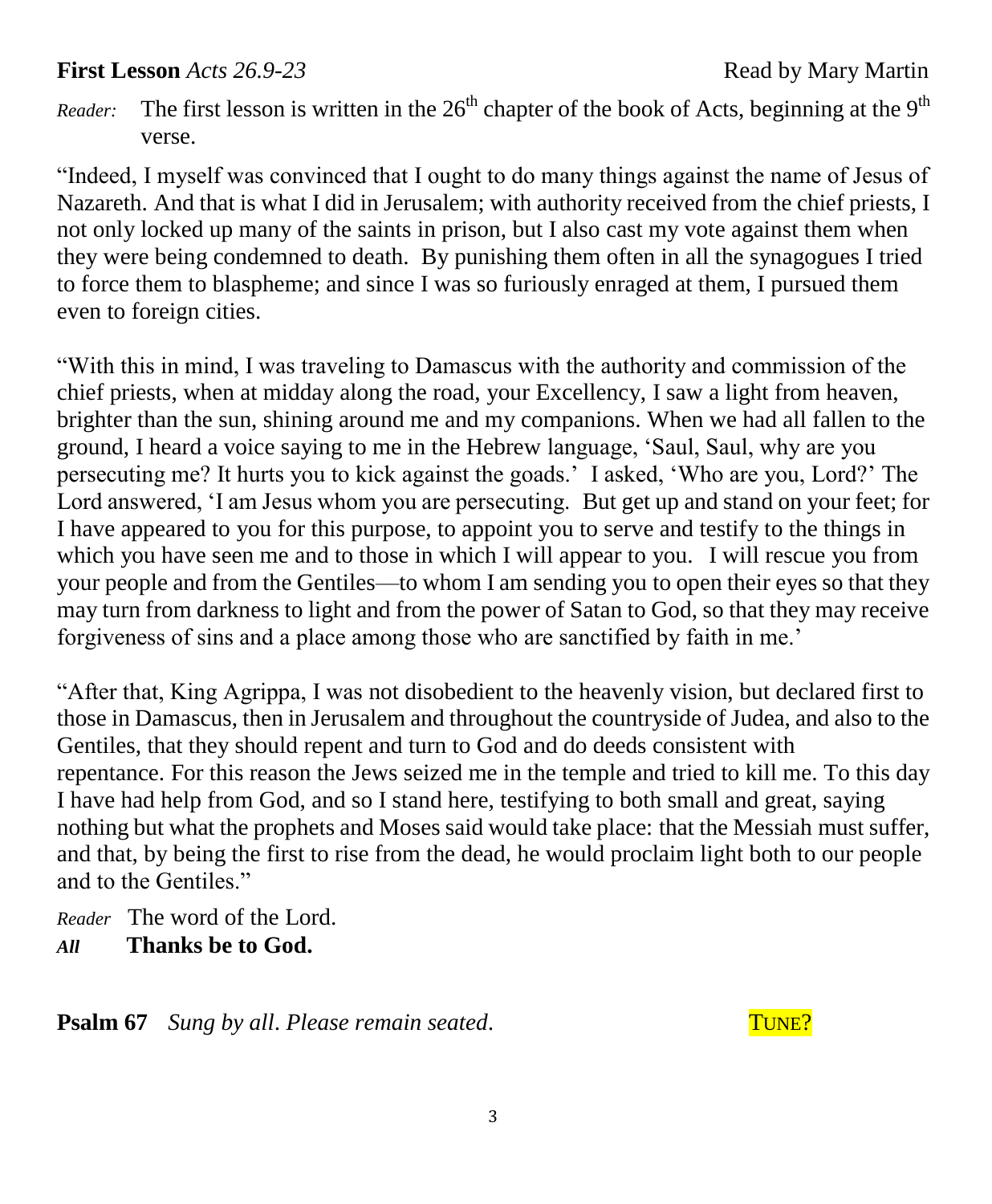**First Lesson** *Acts 26.9-23* Read by Mary Martin

*Reader:* The first lesson is written in the 26th chapter of the book of Acts, beginning at the 9th verse.

"Indeed, I myself was convinced that I ought to do many things against the name of Jesus of Nazareth. And that is what I did in Jerusalem; with authority received from the chief priests, I not only locked up many of the saints in prison, but I also cast my vote against them when they were being condemned to death. By punishing them often in all the synagogues I tried to force them to blaspheme; and since I was so furiously enraged at them, I pursued them even to foreign cities.

"With this in mind, I was traveling to Damascus with the authority and commission of the chief priests, when at midday along the road, your Excellency, I saw a light from heaven, brighter than the sun, shining around me and my companions. When we had all fallen to the ground, I heard a voice saying to me in the Hebrew language, 'Saul, Saul, why are you persecuting me? It hurts you to kick against the goads.' I asked, 'Who are you, Lord?' The Lord answered, 'I am Jesus whom you are persecuting. But get up and stand on your feet; for I have appeared to you for this purpose, to appoint you to serve and testify to the things in which you have seen me and to those in which I will appear to you. I will rescue you from your people and from the Gentiles—to whom I am sending you to open their eyes so that they may turn from darkness to light and from the power of Satan to God, so that they may receive forgiveness of sins and a place among those who are sanctified by faith in me.'

"After that, King Agrippa, I was not disobedient to the heavenly vision, but declared first to those in Damascus, then in Jerusalem and throughout the countryside of Judea, and also to the Gentiles, that they should repent and turn to God and do deeds consistent with repentance. For this reason the Jews seized me in the temple and tried to kill me. To this day I have had help from God, and so I stand here, testifying to both small and great, saying nothing but what the prophets and Moses said would take place: that the Messiah must suffer, and that, by being the first to rise from the dead, he would proclaim light both to our people and to the Gentiles."

*Reader* The word of the Lord.
***All*** **Thanks be to God.**

**Psalm 67** *Sung by all. Please remain seated.* TUNE?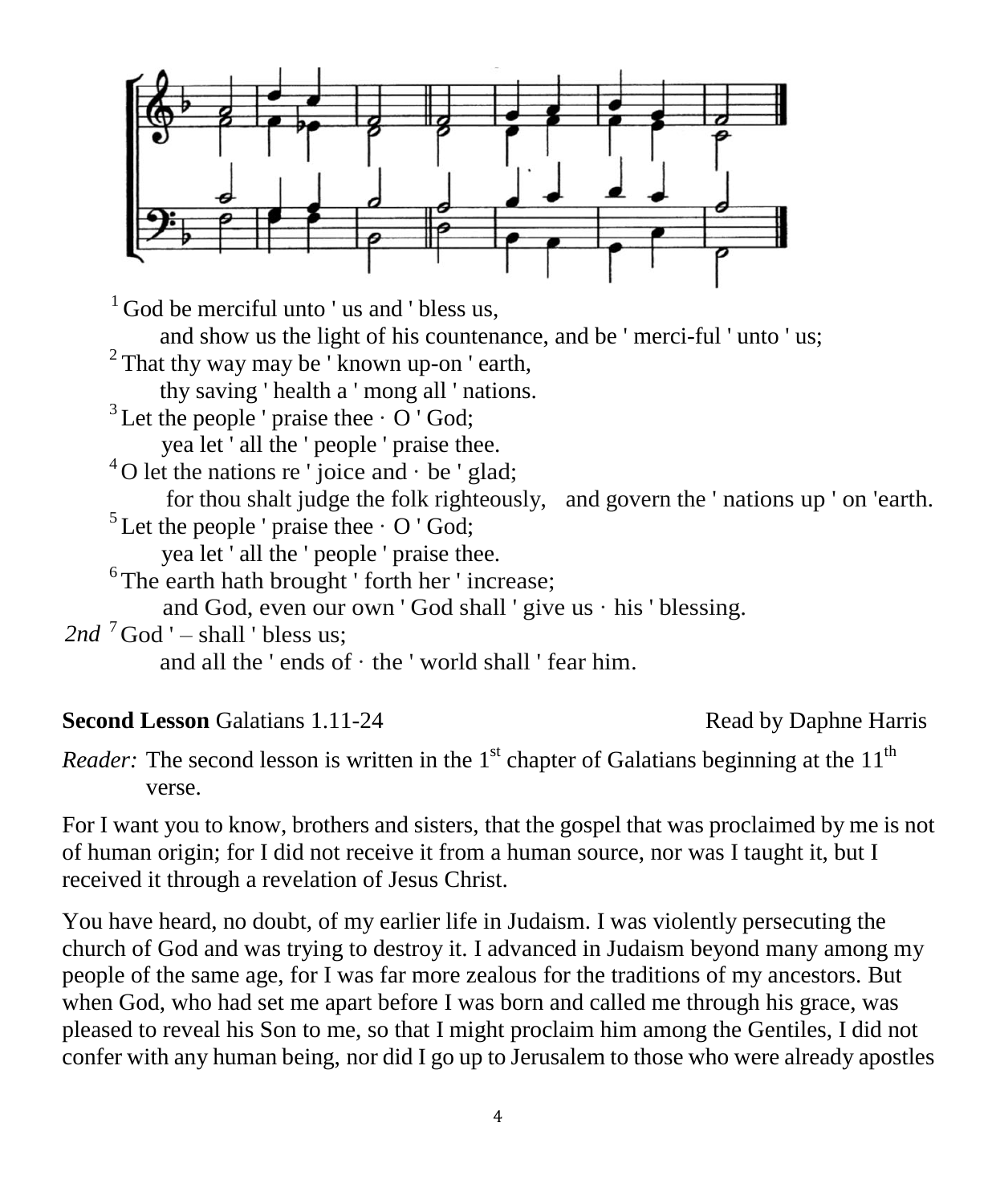[1] God be merciful unto ' us and ' bless us,
and show us the light of his countenance, and be ' merci-ful ' unto ' us;

[2] That thy way may be ' known up-on ' earth,
thy saving ' health a ' mong all ' nations.

[3] Let the people ' praise thee · O ' God;
yea let ' all the ' people ' praise thee.

[4] O let the nations re ' joice and · be ' glad;
for thou shalt judge the folk righteously, and govern the ' nations up ' on 'earth.

[5] Let the people ' praise thee · O ' God;
yea let ' all the ' people ' praise thee.

[6] The earth hath brought ' forth her ' increase;
and God, even our own ' God shall ' give us · his ' blessing.

*2nd* [7] God ' – shall ' bless us;
and all the ' ends of · the ' world shall ' fear him.

**Second Lesson** Galatians 1.11-24 Read by Daphne Harris

*Reader:* The second lesson is written in the 1st chapter of Galatians beginning at the 11th verse.

For I want you to know, brothers and sisters, that the gospel that was proclaimed by me is not of human origin; for I did not receive it from a human source, nor was I taught it, but I received it through a revelation of Jesus Christ.

You have heard, no doubt, of my earlier life in Judaism. I was violently persecuting the church of God and was trying to destroy it. I advanced in Judaism beyond many among my people of the same age, for I was far more zealous for the traditions of my ancestors. But when God, who had set me apart before I was born and called me through his grace, was pleased to reveal his Son to me, so that I might proclaim him among the Gentiles, I did not confer with any human being, nor did I go up to Jerusalem to those who were already apostles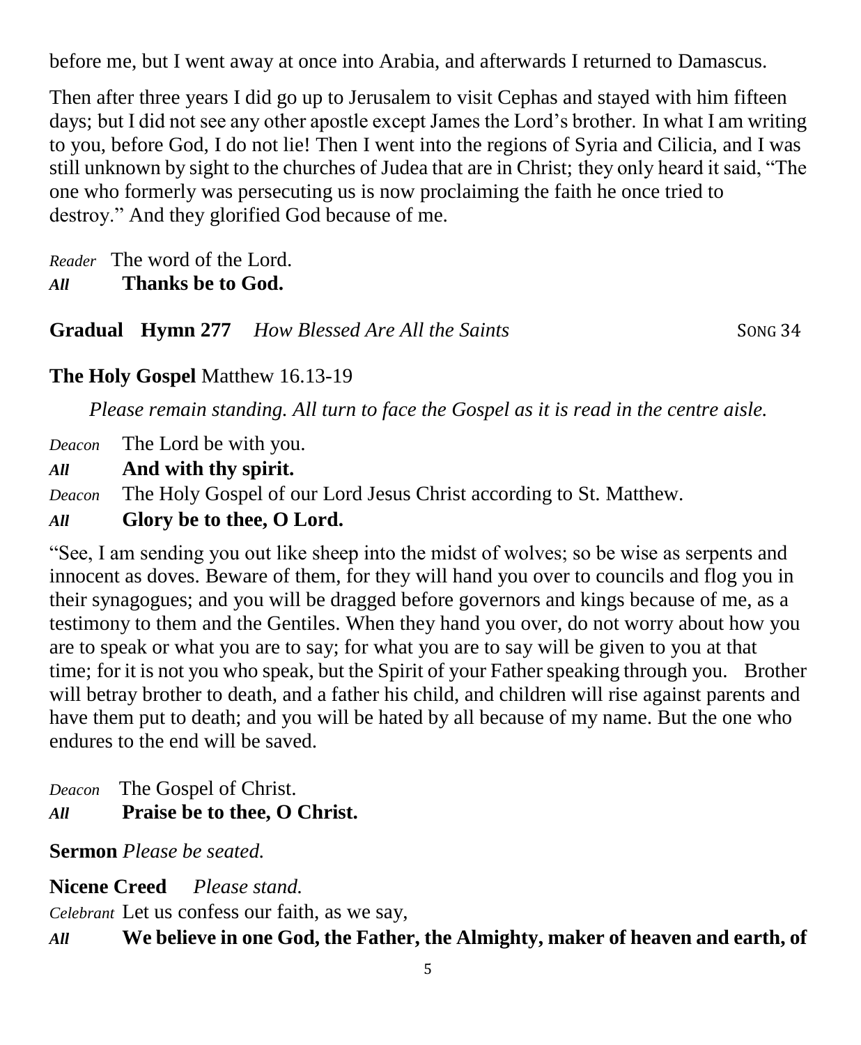before me, but I went away at once into Arabia, and afterwards I returned to Damascus.

Then after three years I did go up to Jerusalem to visit Cephas and stayed with him fifteen days; but I did not see any other apostle except James the Lord's brother. In what I am writing to you, before God, I do not lie! Then I went into the regions of Syria and Cilicia, and I was still unknown by sight to the churches of Judea that are in Christ; they only heard it said, "The one who formerly was persecuting us is now proclaiming the faith he once tried to destroy." And they glorified God because of me.

*Reader* The word of the Lord.
***All*** **Thanks be to God.**

**Gradual Hymn 277** *How Blessed Are All the Saints* SONG 34

**The Holy Gospel** Matthew 16.13-19

*Please remain standing. All turn to face the Gospel as it is read in the centre aisle.*

*Deacon* The Lord be with you.
***All*** **And with thy spirit.**
*Deacon* The Holy Gospel of our Lord Jesus Christ according to St. Matthew.
***All*** **Glory be to thee, O Lord.**

"See, I am sending you out like sheep into the midst of wolves; so be wise as serpents and innocent as doves. Beware of them, for they will hand you over to councils and flog you in their synagogues; and you will be dragged before governors and kings because of me, as a testimony to them and the Gentiles. When they hand you over, do not worry about how you are to speak or what you are to say; for what you are to say will be given to you at that time; for it is not you who speak, but the Spirit of your Father speaking through you. Brother will betray brother to death, and a father his child, and children will rise against parents and have them put to death; and you will be hated by all because of my name. But the one who endures to the end will be saved.

*Deacon* The Gospel of Christ.
***All*** **Praise be to thee, O Christ.**

**Sermon** *Please be seated.*

**Nicene Creed** *Please stand.*
*Celebrant* Let us confess our faith, as we say,
***All*** **We believe in one God, the Father, the Almighty, maker of heaven and earth, of**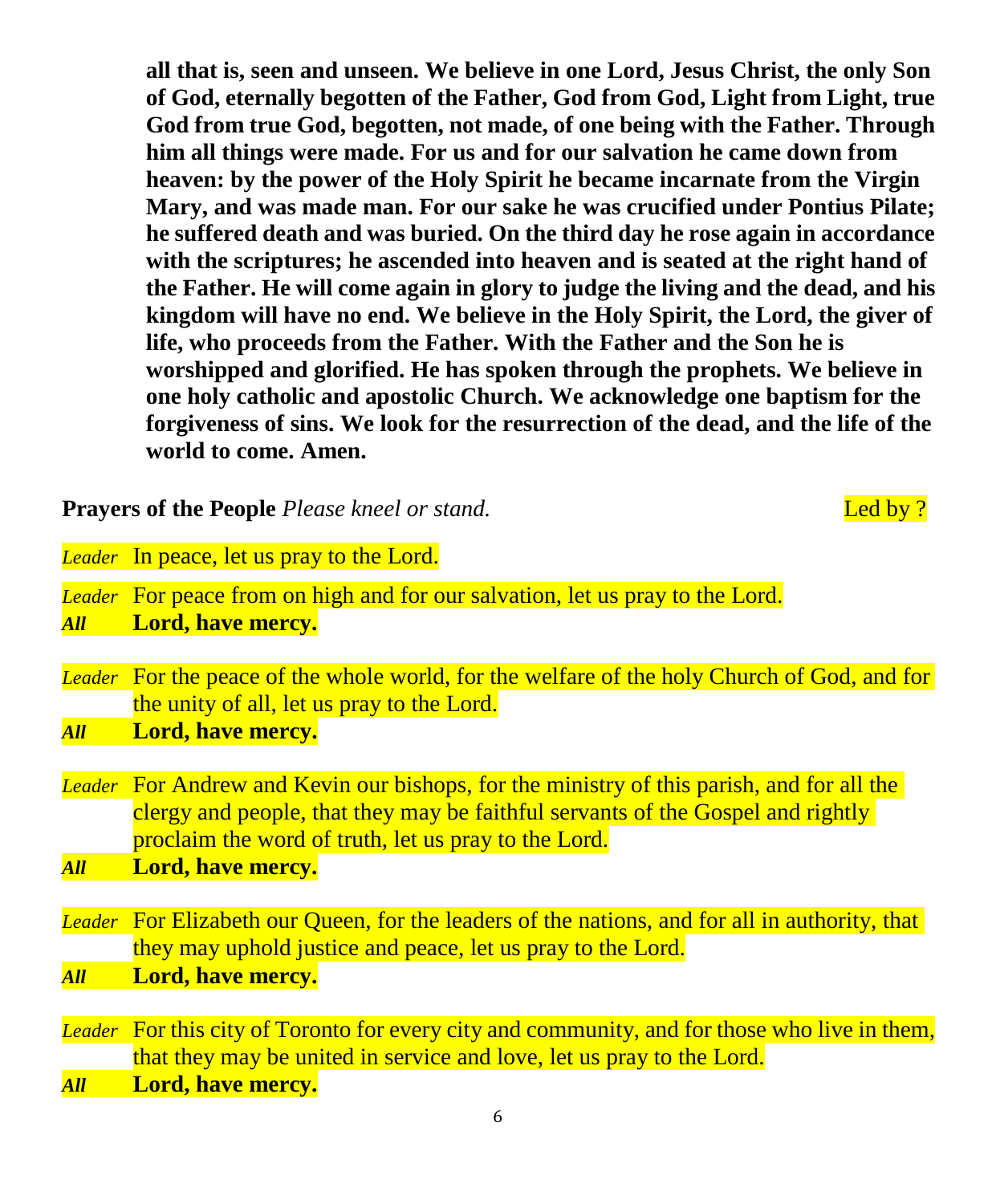**all that is, seen and unseen. We believe in one Lord, Jesus Christ, the only Son of God, eternally begotten of the Father, God from God, Light from Light, true God from true God, begotten, not made, of one being with the Father. Through him all things were made. For us and for our salvation he came down from heaven: by the power of the Holy Spirit he became incarnate from the Virgin Mary, and was made man. For our sake he was crucified under Pontius Pilate; he suffered death and was buried. On the third day he rose again in accordance with the scriptures; he ascended into heaven and is seated at the right hand of the Father. He will come again in glory to judge the living and the dead, and his kingdom will have no end. We believe in the Holy Spirit, the Lord, the giver of life, who proceeds from the Father. With the Father and the Son he is worshipped and glorified. He has spoken through the prophets. We believe in one holy catholic and apostolic Church. We acknowledge one baptism for the forgiveness of sins. We look for the resurrection of the dead, and the life of the world to come. Amen.**

**Prayers of the People** *Please kneel or stand.* Led by ?

*Leader* In peace, let us pray to the Lord.

*Leader* For peace from on high and for our salvation, let us pray to the Lord.
***All*** **Lord, have mercy.**

*Leader* For the peace of the whole world, for the welfare of the holy Church of God, and for the unity of all, let us pray to the Lord.
***All*** **Lord, have mercy.**

*Leader* For Andrew and Kevin our bishops, for the ministry of this parish, and for all the clergy and people, that they may be faithful servants of the Gospel and rightly proclaim the word of truth, let us pray to the Lord.
***All*** **Lord, have mercy.**

*Leader* For Elizabeth our Queen, for the leaders of the nations, and for all in authority, that they may uphold justice and peace, let us pray to the Lord.
***All*** **Lord, have mercy.**

*Leader* For this city of Toronto for every city and community, and for those who live in them, that they may be united in service and love, let us pray to the Lord.
***All*** **Lord, have mercy.**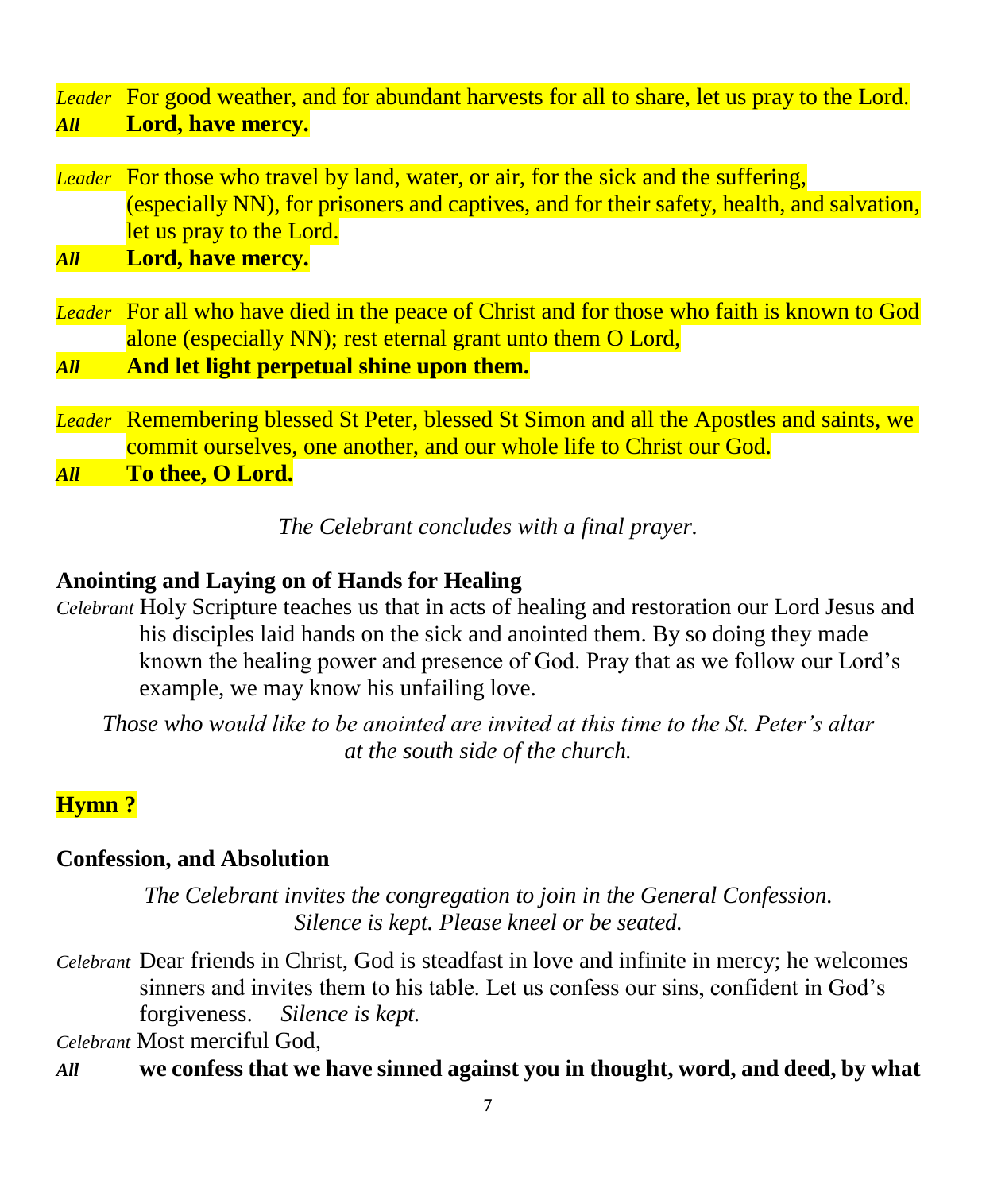*Leader* For good weather, and for abundant harvests for all to share, let us pray to the Lord.
***All*** **Lord, have mercy.**

*Leader* For those who travel by land, water, or air, for the sick and the suffering, (especially NN), for prisoners and captives, and for their safety, health, and salvation, let us pray to the Lord.
***All*** **Lord, have mercy.**

*Leader* For all who have died in the peace of Christ and for those who faith is known to God alone (especially NN); rest eternal grant unto them O Lord,
***All*** **And let light perpetual shine upon them.**

*Leader* Remembering blessed St Peter, blessed St Simon and all the Apostles and saints, we commit ourselves, one another, and our whole life to Christ our God.
***All*** **To thee, O Lord.**

*The Celebrant concludes with a final prayer.*

**Anointing and Laying on of Hands for Healing**

*Celebrant* Holy Scripture teaches us that in acts of healing and restoration our Lord Jesus and his disciples laid hands on the sick and anointed them. By so doing they made known the healing power and presence of God. Pray that as we follow our Lord's example, we may know his unfailing love.

*Those who would like to be anointed are invited at this time to the St. Peter's altar at the south side of the church.*

**Hymn ?**

**Confession, and Absolution**

*The Celebrant invites the congregation to join in the General Confession. Silence is kept. Please kneel or be seated.*

*Celebrant* Dear friends in Christ, God is steadfast in love and infinite in mercy; he welcomes sinners and invites them to his table. Let us confess our sins, confident in God's forgiveness. *Silence is kept.*

*Celebrant* Most merciful God,
***All*** **we confess that we have sinned against you in thought, word, and deed, by what**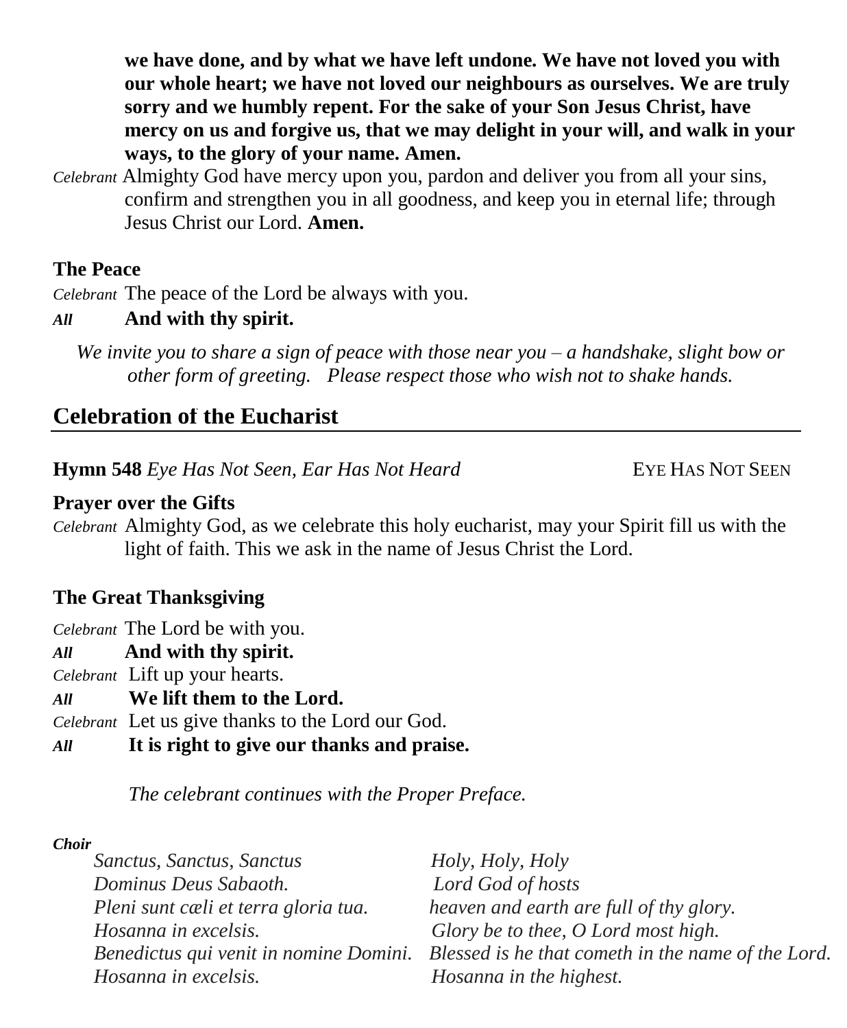**we have done, and by what we have left undone. We have not loved you with our whole heart; we have not loved our neighbours as ourselves. We are truly sorry and we humbly repent. For the sake of your Son Jesus Christ, have mercy on us and forgive us, that we may delight in your will, and walk in your ways, to the glory of your name. Amen.**

*Celebrant* Almighty God have mercy upon you, pardon and deliver you from all your sins, confirm and strengthen you in all goodness, and keep you in eternal life; through Jesus Christ our Lord. **Amen.**

### The Peace

*Celebrant* The peace of the Lord be always with you.

***All*** **And with thy spirit.**

*We invite you to share a sign of peace with those near you – a handshake, slight bow or other form of greeting. Please respect those who wish not to shake hands.*

## Celebration of the Eucharist

**Hymn 548** *Eye Has Not Seen, Ear Has Not Heard* EYE HAS NOT SEEN

### Prayer over the Gifts

*Celebrant* Almighty God, as we celebrate this holy eucharist, may your Spirit fill us with the light of faith. This we ask in the name of Jesus Christ the Lord.

### The Great Thanksgiving

*Celebrant* The Lord be with you.

***All*** **And with thy spirit.**

*Celebrant* Lift up your hearts.

***All*** **We lift them to the Lord.**

*Celebrant* Let us give thanks to the Lord our God.

***All*** **It is right to give our thanks and praise.**

*The celebrant continues with the Proper Preface.*

***Choir***

| | |
|---|---|
| *Sanctus, Sanctus, Sanctus* | *Holy, Holy, Holy* |
| *Dominus Deus Sabaoth.* | *Lord God of hosts* |
| *Pleni sunt cæli et terra gloria tua.* | *heaven and earth are full of thy glory.* |
| *Hosanna in excelsis.* | *Glory be to thee, O Lord most high.* |
| *Benedictus qui venit in nomine Domini.* | *Blessed is he that cometh in the name of the Lord.* |
| *Hosanna in excelsis.* | *Hosanna in the highest.* |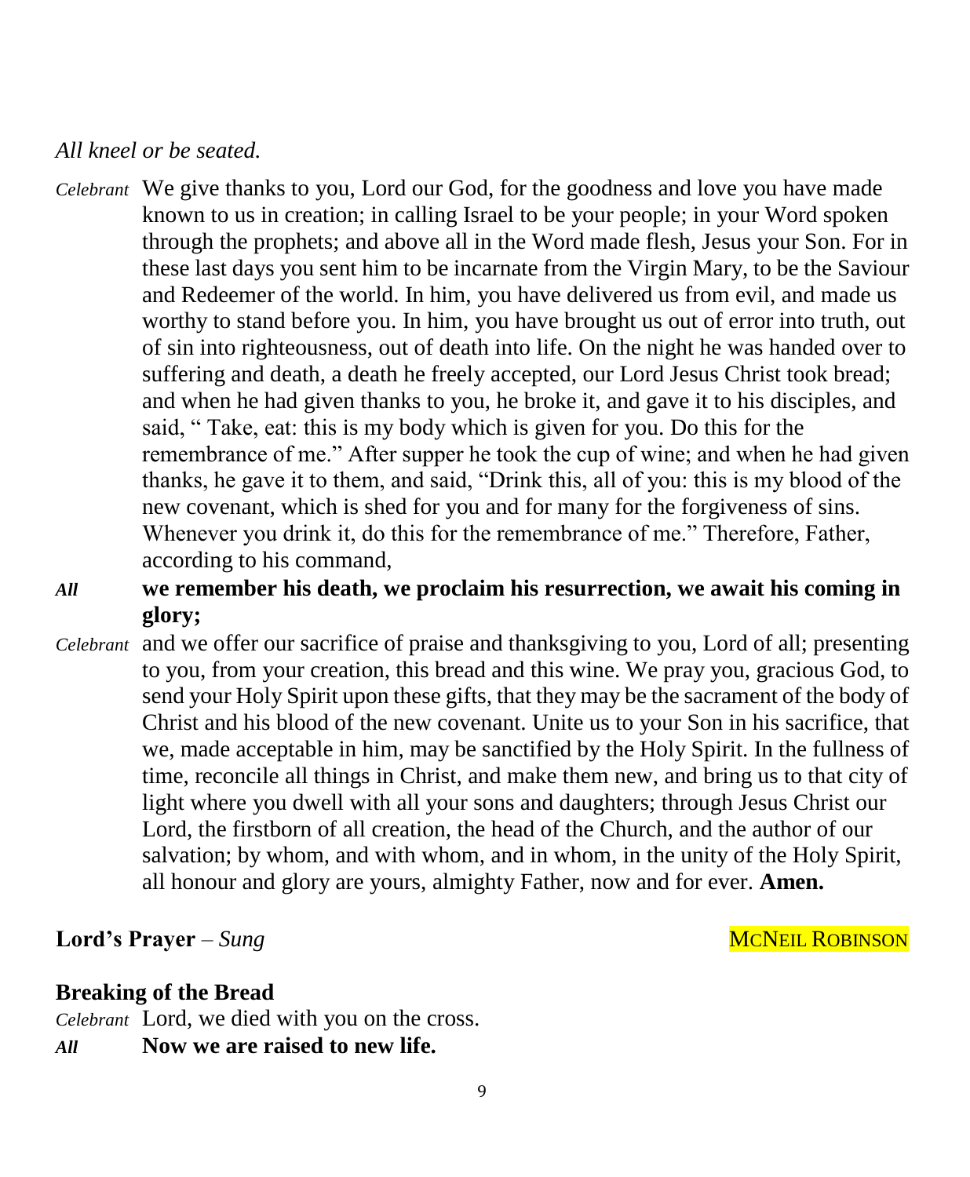*All kneel or be seated.*

*Celebrant* We give thanks to you, Lord our God, for the goodness and love you have made known to us in creation; in calling Israel to be your people; in your Word spoken through the prophets; and above all in the Word made flesh, Jesus your Son. For in these last days you sent him to be incarnate from the Virgin Mary, to be the Saviour and Redeemer of the world. In him, you have delivered us from evil, and made us worthy to stand before you. In him, you have brought us out of error into truth, out of sin into righteousness, out of death into life. On the night he was handed over to suffering and death, a death he freely accepted, our Lord Jesus Christ took bread; and when he had given thanks to you, he broke it, and gave it to his disciples, and said, " Take, eat: this is my body which is given for you. Do this for the remembrance of me." After supper he took the cup of wine; and when he had given thanks, he gave it to them, and said, "Drink this, all of you: this is my blood of the new covenant, which is shed for you and for many for the forgiveness of sins. Whenever you drink it, do this for the remembrance of me." Therefore, Father, according to his command,

***All*** **we remember his death, we proclaim his resurrection, we await his coming in glory;**

*Celebrant* and we offer our sacrifice of praise and thanksgiving to you, Lord of all; presenting to you, from your creation, this bread and this wine. We pray you, gracious God, to send your Holy Spirit upon these gifts, that they may be the sacrament of the body of Christ and his blood of the new covenant. Unite us to your Son in his sacrifice, that we, made acceptable in him, may be sanctified by the Holy Spirit. In the fullness of time, reconcile all things in Christ, and make them new, and bring us to that city of light where you dwell with all your sons and daughters; through Jesus Christ our Lord, the firstborn of all creation, the head of the Church, and the author of our salvation; by whom, and with whom, and in whom, in the unity of the Holy Spirit, all honour and glory are yours, almighty Father, now and for ever. **Amen.**

**Lord's Prayer** – *Sung* MCNEIL ROBINSON

**Breaking of the Bread**

*Celebrant* Lord, we died with you on the cross.

***All*** **Now we are raised to new life.**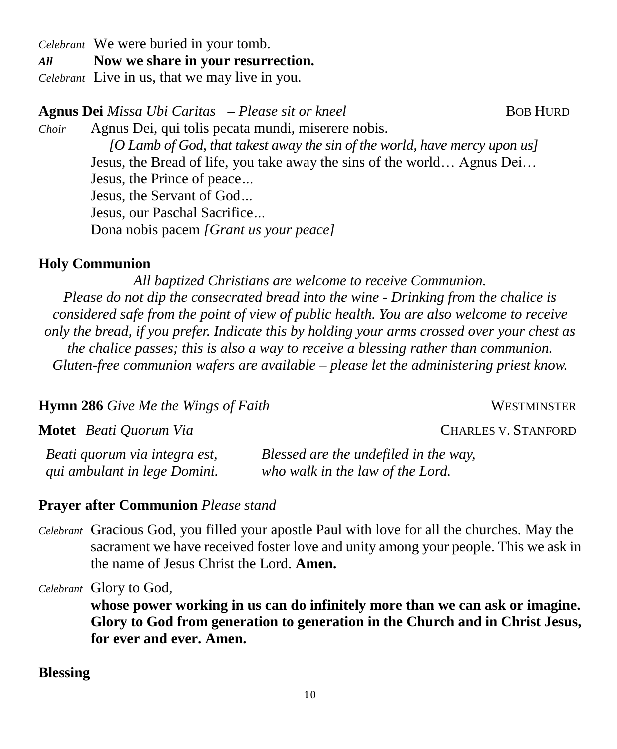*Celebrant* We were buried in your tomb.
***All*** **Now we share in your resurrection.**
*Celebrant* Live in us, that we may live in you.

**Agnus Dei** *Missa Ubi Caritas – Please sit or kneel* BOB HURD

*Choir* Agnus Dei, qui tolis pecata mundi, miserere nobis.
*[O Lamb of God, that takest away the sin of the world, have mercy upon us]*
Jesus, the Bread of life, you take away the sins of the world… Agnus Dei…
Jesus, the Prince of peace*...*
Jesus, the Servant of God*...*
Jesus, our Paschal Sacrifice*...*
Dona nobis pacem *[Grant us your peace]*

**Holy Communion**

*All baptized Christians are welcome to receive Communion. Please do not dip the consecrated bread into the wine - Drinking from the chalice is considered safe from the point of view of public health. You are also welcome to receive only the bread, if you prefer. Indicate this by holding your arms crossed over your chest as the chalice passes; this is also a way to receive a blessing rather than communion. Gluten-free communion wafers are available – please let the administering priest know.*

**Hymn 286** *Give Me the Wings of Faith* WESTMINSTER

**Motet** *Beati Quorum Via* CHARLES V. STANFORD

| | |
|---|---|
| *Beati quorum via integra est,* | *Blessed are the undefiled in the way,* |
| *qui ambulant in lege Domini.* | *who walk in the law of the Lord.* |

**Prayer after Communion** *Please stand*

*Celebrant* Gracious God, you filled your apostle Paul with love for all the churches. May the sacrament we have received foster love and unity among your people. This we ask in the name of Jesus Christ the Lord. **Amen.**

*Celebrant* Glory to God,
**whose power working in us can do infinitely more than we can ask or imagine. Glory to God from generation to generation in the Church and in Christ Jesus, for ever and ever. Amen.**

**Blessing**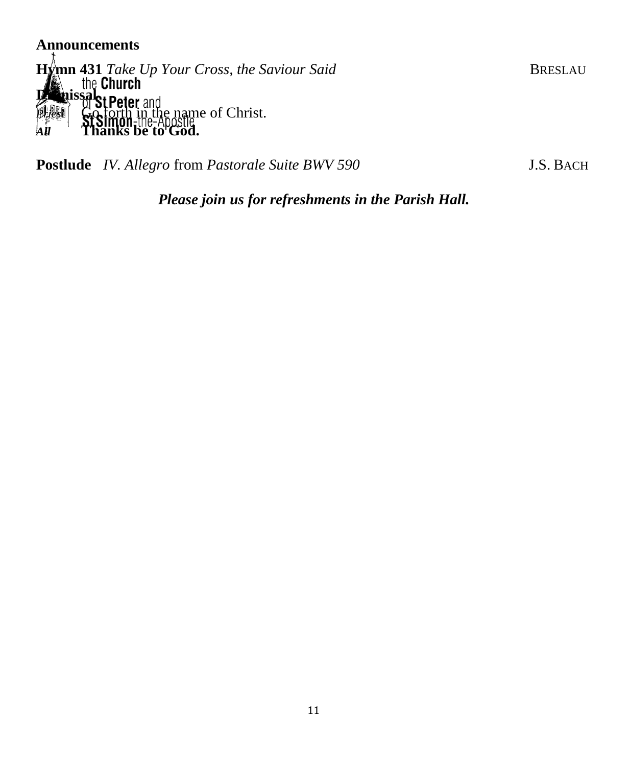**Announcements**

**Hymn 431** *Take Up Your Cross, the Saviour Said* BRESLAU

**Dismissal**

*Priest* Go forth in the name of Christ.

*All* **Thanks be to God.**

**Postlude** *IV. Allegro* from *Pastorale Suite BWV 590* J.S. BACH

***Please join us for refreshments in the Parish Hall.***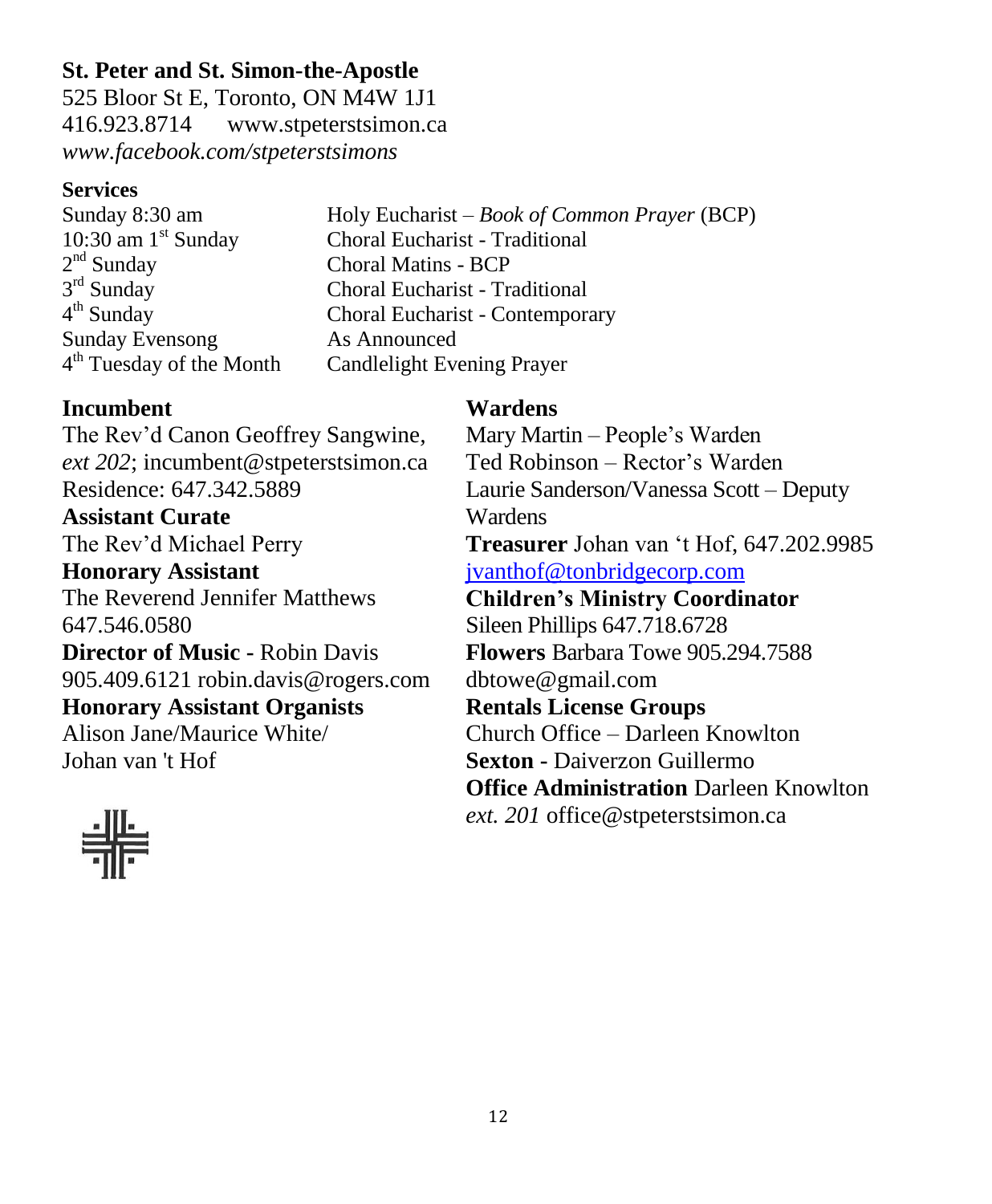**St. Peter and St. Simon-the-Apostle**
525 Bloor St E, Toronto, ON M4W 1J1
416.923.8714 www.stpeterstsimon.ca
*www.facebook.com/stpeterstsimons*

**Services**

| | |
|---|---|
| Sunday 8:30 am | Holy Eucharist – *Book of Common Prayer* (BCP) |
| 10:30 am 1st Sunday | Choral Eucharist - Traditional |
| 2nd Sunday | Choral Matins - BCP |
| 3rd Sunday | Choral Eucharist - Traditional |
| 4th Sunday | Choral Eucharist - Contemporary |
| Sunday Evensong | As Announced |
| 4th Tuesday of the Month | Candlelight Evening Prayer |

**Incumbent**
The Rev'd Canon Geoffrey Sangwine, *ext 202*; incumbent@stpeterstsimon.ca
Residence: 647.342.5889

**Assistant Curate**
The Rev'd Michael Perry

**Honorary Assistant**
The Reverend Jennifer Matthews
647.546.0580

**Director of Music -** Robin Davis
905.409.6121 robin.davis@rogers.com

**Honorary Assistant Organists**
Alison Jane/Maurice White/
Johan van 't Hof

**Wardens**
Mary Martin – People's Warden
Ted Robinson – Rector's Warden
Laurie Sanderson/Vanessa Scott – Deputy Wardens

**Treasurer** Johan van 't Hof, 647.202.9985
jvanthof@tonbridgecorp.com

**Children's Ministry Coordinator**
Sileen Phillips 647.718.6728

**Flowers** Barbara Towe 905.294.7588
dbtowe@gmail.com

**Rentals License Groups**
Church Office – Darleen Knowlton

**Sexton -** Daiverzon Guillermo

**Office Administration** Darleen Knowlton
*ext. 201* office@stpeterstsimon.ca